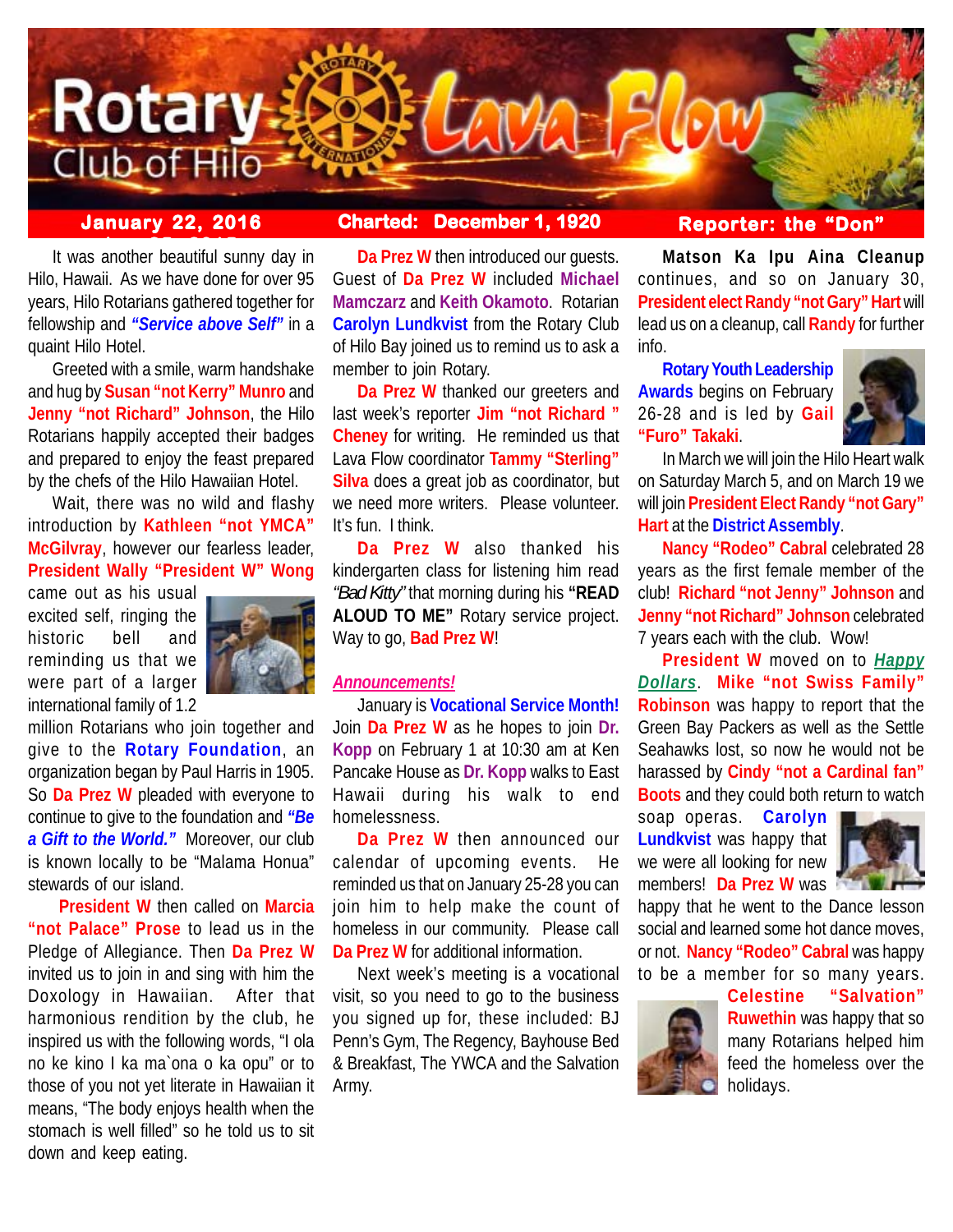# Rotary Club of Hilo — Lava Flow

**January 22, 2016** | **Charted: December 1, 1920** | **Reporter: the "Don"**

It was another beautiful sunny day in Hilo, Hawaii. As we have done for over 95 years, Hilo Rotarians gathered together for fellowship and ***"Service above Self"*** in a quaint Hilo Hotel.

Greeted with a smile, warm handshake and hug by **Susan "not Kerry" Munro** and **Jenny "not Richard" Johnson**, the Hilo Rotarians happily accepted their badges and prepared to enjoy the feast prepared by the chefs of the Hilo Hawaiian Hotel.

Wait, there was no wild and flashy introduction by **Kathleen "not YMCA" McGilvray**, however our fearless leader, **President Wally "President W" Wong** came out as his usual excited self, ringing the historic bell and reminding us that we were part of a larger international family of 1.2 million Rotarians who join together and give to the **Rotary Foundation**, an organization began by Paul Harris in 1905. So **Da Prez W** pleaded with everyone to continue to give to the foundation and ***"Be a Gift to the World."*** Moreover, our club is known locally to be "Malama Honua" stewards of our island.

**President W** then called on **Marcia "not Palace" Prose** to lead us in the Pledge of Allegiance. Then **Da Prez W** invited us to join in and sing with him the Doxology in Hawaiian. After that harmonious rendition by the club, he inspired us with the following words, "I ola no ke kino I ka ma`ona o ka opu" or to those of you not yet literate in Hawaiian it means, "The body enjoys health when the stomach is well filled" so he told us to sit down and keep eating.

**Da Prez W** then introduced our guests. Guest of **Da Prez W** included **Michael Mamczarz** and **Keith Okamoto**. Rotarian **Carolyn Lundkvist** from the Rotary Club of Hilo Bay joined us to remind us to ask a member to join Rotary.

**Da Prez W** thanked our greeters and last week's reporter **Jim "not Richard " Cheney** for writing. He reminded us that Lava Flow coordinator **Tammy "Sterling" Silva** does a great job as coordinator, but we need more writers. Please volunteer. It's fun. I think.

**Da Prez W** also thanked his kindergarten class for listening him read *"Bad Kitty"* that morning during his **"READ ALOUD TO ME"** Rotary service project. Way to go, **Bad Prez W**!

## *Announcements!*

January is **Vocational Service Month!** Join **Da Prez W** as he hopes to join **Dr. Kopp** on February 1 at 10:30 am at Ken Pancake House as **Dr. Kopp** walks to East Hawaii during his walk to end homelessness.

**Da Prez W** then announced our calendar of upcoming events. He reminded us that on January 25-28 you can join him to help make the count of homeless in our community. Please call **Da Prez W** for additional information.

Next week's meeting is a vocational visit, so you need to go to the business you signed up for, these included: BJ Penn's Gym, The Regency, Bayhouse Bed & Breakfast, The YWCA and the Salvation Army.

**Matson Ka Ipu Aina Cleanup** continues, and so on January 30, **President elect Randy "not Gary" Hart** will lead us on a cleanup, call **Randy** for further info.

**Rotary Youth Leadership Awards** begins on February 26-28 and is led by **Gail "Furo" Takaki**.

In March we will join the Hilo Heart walk on Saturday March 5, and on March 19 we will join **President Elect Randy "not Gary" Hart** at the **District Assembly**.

**Nancy "Rodeo" Cabral** celebrated 28 years as the first female member of the club! **Richard "not Jenny" Johnson** and **Jenny "not Richard" Johnson** celebrated 7 years each with the club. Wow!

**President W** moved on to ***Happy Dollars***. **Mike "not Swiss Family" Robinson** was happy to report that the Green Bay Packers as well as the Settle Seahawks lost, so now he would not be harassed by **Cindy "not a Cardinal fan" Boots** and they could both return to watch soap operas. **Carolyn Lundkvist** was happy that we were all looking for new members! **Da Prez W** was happy that he went to the Dance lesson social and learned some hot dance moves, or not. **Nancy "Rodeo" Cabral** was happy to be a member for so many years. **Celestine "Salvation" Ruwethin** was happy that so many Rotarians helped him feed the homeless over the holidays.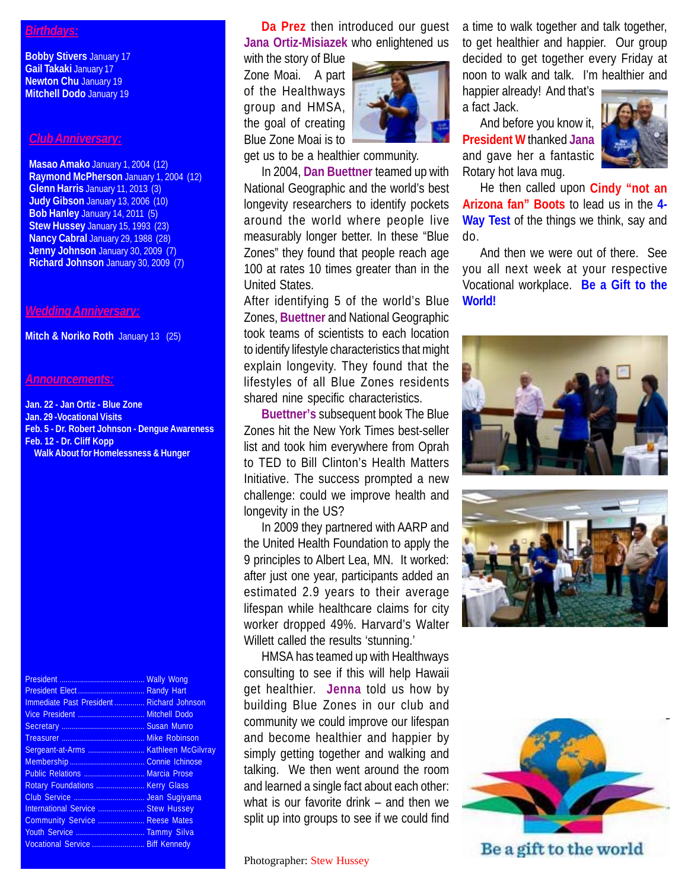## Birthdays:

**Bobby Stivers** January 17
**Gail Takaki** January 17
**Newton Chu** January 19
**Mitchell Dodo** January 19

## Club Anniversary:

**Masao Amako** January 1, 2004 (12)
**Raymond McPherson** January 1, 2004 (12)
**Glenn Harris** January 11, 2013 (3)
**Judy Gibson** January 13, 2006 (10)
**Bob Hanley** January 14, 2011 (5)
**Stew Hussey** January 15, 1993 (23)
**Nancy Cabral** January 29, 1988 (28)
**Jenny Johnson** January 30, 2009 (7)
**Richard Johnson** January 30, 2009 (7)

## Wedding Anniversary:

**Mitch & Noriko Roth** January 13 (25)

## Announcements:

**Jan. 22 - Jan Ortiz - Blue Zone**
**Jan. 29 -Vocational Visits**
**Feb. 5 - Dr. Robert Johnson - Dengue Awareness**
**Feb. 12 - Dr. Cliff Kopp**
**Walk About for Homelessness & Hunger**

President .......... Wally Wong
President Elect .......... Randy Hart
Immediate Past President .......... Richard Johnson
Vice President .......... Mitchell Dodo
Secretary .......... Susan Munro
Treasurer .......... Mike Robinson
Sergeant-at-Arms .......... Kathleen McGilvray
Membership .......... Connie Ichinose
Public Relations .......... Marcia Prose
Rotary Foundations .......... Kerry Glass
Club Service .......... Jean Sugiyama
International Service .......... Stew Hussey
Community Service .......... Reese Mates
Youth Service .......... Tammy Silva
Vocational Service .......... Biff Kennedy

**Da Prez** then introduced our guest **Jana Ortiz-Misiazek** who enlightened us with the story of Blue Zone Moai. A part of the Healthways group and HMSA, the goal of creating Blue Zone Moai is to get us to be a healthier community.

In 2004, **Dan Buettner** teamed up with National Geographic and the world's best longevity researchers to identify pockets around the world where people live measurably longer better. In these "Blue Zones" they found that people reach age 100 at rates 10 times greater than in the United States.

After identifying 5 of the world's Blue Zones, **Buettner** and National Geographic took teams of scientists to each location to identify lifestyle characteristics that might explain longevity. They found that the lifestyles of all Blue Zones residents shared nine specific characteristics.

**Buettner's** subsequent book The Blue Zones hit the New York Times best-seller list and took him everywhere from Oprah to TED to Bill Clinton's Health Matters Initiative. The success prompted a new challenge: could we improve health and longevity in the US?

In 2009 they partnered with AARP and the United Health Foundation to apply the 9 principles to Albert Lea, MN. It worked: after just one year, participants added an estimated 2.9 years to their average lifespan while healthcare claims for city worker dropped 49%. Harvard's Walter Willett called the results 'stunning.'

HMSA has teamed up with Healthways consulting to see if this will help Hawaii get healthier. **Jenna** told us how by building Blue Zones in our club and community we could improve our lifespan and become healthier and happier by simply getting together and walking and talking. We then went around the room and learned a single fact about each other: what is our favorite drink – and then we split up into groups to see if we could find a time to walk together and talk together, to get healthier and happier. Our group decided to get together every Friday at noon to walk and talk. I'm healthier and happier already! And that's a fact Jack.

And before you know it, **President W** thanked **Jana** and gave her a fantastic Rotary hot lava mug.

He then called upon **Cindy "not an Arizona fan" Boots** to lead us in the **4-Way Test** of the things we think, say and do.

And then we were out of there. See you all next week at your respective Vocational workplace. **Be a Gift to the World!**

Photographer: Stew Hussey

Be a gift to the world